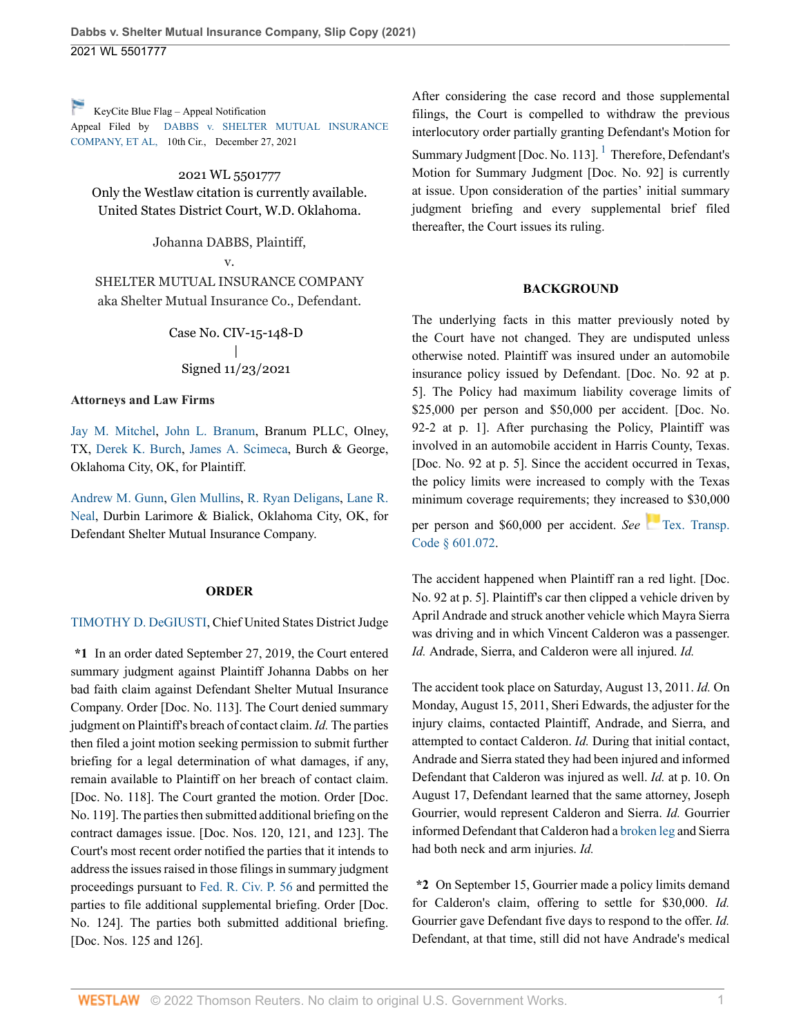KeyCite Blue Flag – Appeal Notification
Appeal Filed by DABBS v. SHELTER MUTUAL INSURANCE COMPANY, ET AL, 10th Cir., December 27, 2021

2021 WL 5501777
Only the Westlaw citation is currently available.
United States District Court, W.D. Oklahoma.

Johanna DABBS, Plaintiff,
v.
SHELTER MUTUAL INSURANCE COMPANY aka Shelter Mutual Insurance Co., Defendant.

Case No. CIV-15-148-D
|
Signed 11/23/2021

**Attorneys and Law Firms**

Jay M. Mitchel, John L. Branum, Branum PLLC, Olney, TX, Derek K. Burch, James A. Scimeca, Burch & George, Oklahoma City, OK, for Plaintiff.

Andrew M. Gunn, Glen Mullins, R. Ryan Deligans, Lane R. Neal, Durbin Larimore & Bialick, Oklahoma City, OK, for Defendant Shelter Mutual Insurance Company.

## ORDER

TIMOTHY D. DeGIUSTI, Chief United States District Judge

**\*1** In an order dated September 27, 2019, the Court entered summary judgment against Plaintiff Johanna Dabbs on her bad faith claim against Defendant Shelter Mutual Insurance Company. Order [Doc. No. 113]. The Court denied summary judgment on Plaintiff's breach of contact claim. *Id.* The parties then filed a joint motion seeking permission to submit further briefing for a legal determination of what damages, if any, remain available to Plaintiff on her breach of contact claim. [Doc. No. 118]. The Court granted the motion. Order [Doc. No. 119]. The parties then submitted additional briefing on the contract damages issue. [Doc. Nos. 120, 121, and 123]. The Court's most recent order notified the parties that it intends to address the issues raised in those filings in summary judgment proceedings pursuant to Fed. R. Civ. P. 56 and permitted the parties to file additional supplemental briefing. Order [Doc. No. 124]. The parties both submitted additional briefing. [Doc. Nos. 125 and 126].

After considering the case record and those supplemental filings, the Court is compelled to withdraw the previous interlocutory order partially granting Defendant's Motion for Summary Judgment [Doc. No. 113].[1] Therefore, Defendant's Motion for Summary Judgment [Doc. No. 92] is currently at issue. Upon consideration of the parties' initial summary judgment briefing and every supplemental brief filed thereafter, the Court issues its ruling.

## BACKGROUND

The underlying facts in this matter previously noted by the Court have not changed. They are undisputed unless otherwise noted. Plaintiff was insured under an automobile insurance policy issued by Defendant. [Doc. No. 92 at p. 5]. The Policy had maximum liability coverage limits of $25,000 per person and $50,000 per accident. [Doc. No. 92-2 at p. 1]. After purchasing the Policy, Plaintiff was involved in an automobile accident in Harris County, Texas. [Doc. No. 92 at p. 5]. Since the accident occurred in Texas, the policy limits were increased to comply with the Texas minimum coverage requirements; they increased to $30,000 per person and $60,000 per accident. *See* Tex. Transp. Code § 601.072.

The accident happened when Plaintiff ran a red light. [Doc. No. 92 at p. 5]. Plaintiff's car then clipped a vehicle driven by April Andrade and struck another vehicle which Mayra Sierra was driving and in which Vincent Calderon was a passenger. *Id.* Andrade, Sierra, and Calderon were all injured. *Id.*

The accident took place on Saturday, August 13, 2011. *Id.* On Monday, August 15, 2011, Sheri Edwards, the adjuster for the injury claims, contacted Plaintiff, Andrade, and Sierra, and attempted to contact Calderon. *Id.* During that initial contact, Andrade and Sierra stated they had been injured and informed Defendant that Calderon was injured as well. *Id.* at p. 10. On August 17, Defendant learned that the same attorney, Joseph Gourrier, would represent Calderon and Sierra. *Id.* Gourrier informed Defendant that Calderon had a broken leg and Sierra had both neck and arm injuries. *Id.*

**\*2** On September 15, Gourrier made a policy limits demand for Calderon's claim, offering to settle for $30,000. *Id.* Gourrier gave Defendant five days to respond to the offer. *Id.* Defendant, at that time, still did not have Andrade's medical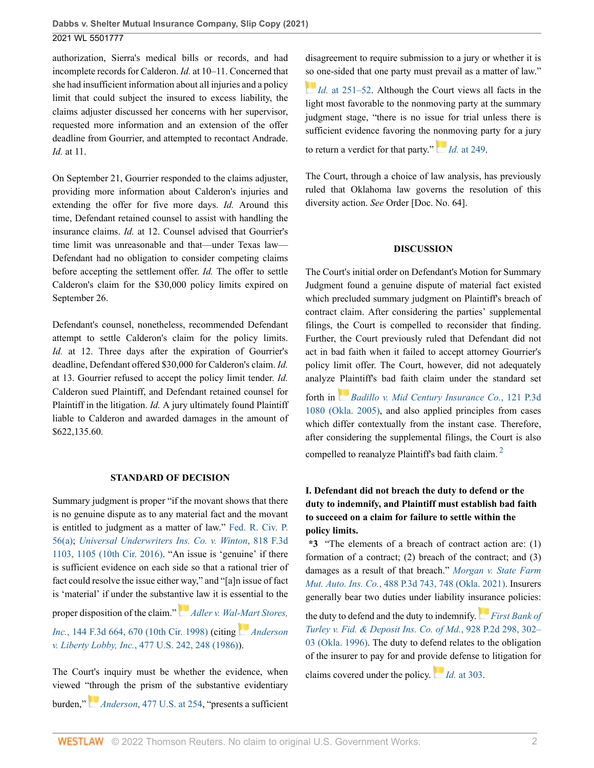authorization, Sierra's medical bills or records, and had incomplete records for Calderon. *Id.* at 10–11. Concerned that she had insufficient information about all injuries and a policy limit that could subject the insured to excess liability, the claims adjuster discussed her concerns with her supervisor, requested more information and an extension of the offer deadline from Gourrier, and attempted to recontact Andrade. *Id.* at 11.

On September 21, Gourrier responded to the claims adjuster, providing more information about Calderon's injuries and extending the offer for five more days. *Id.* Around this time, Defendant retained counsel to assist with handling the insurance claims. *Id.* at 12. Counsel advised that Gourrier's time limit was unreasonable and that—under Texas law—Defendant had no obligation to consider competing claims before accepting the settlement offer. *Id.* The offer to settle Calderon's claim for the $30,000 policy limits expired on September 26.

Defendant's counsel, nonetheless, recommended Defendant attempt to settle Calderon's claim for the policy limits. *Id.* at 12. Three days after the expiration of Gourrier's deadline, Defendant offered $30,000 for Calderon's claim. *Id.* at 13. Gourrier refused to accept the policy limit tender. *Id.* Calderon sued Plaintiff, and Defendant retained counsel for Plaintiff in the litigation. *Id.* A jury ultimately found Plaintiff liable to Calderon and awarded damages in the amount of $622,135.60.

## STANDARD OF DECISION

Summary judgment is proper "if the movant shows that there is no genuine dispute as to any material fact and the movant is entitled to judgment as a matter of law." Fed. R. Civ. P. 56(a); *Universal Underwriters Ins. Co. v. Winton*, 818 F.3d 1103, 1105 (10th Cir. 2016). "An issue is 'genuine' if there is sufficient evidence on each side so that a rational trier of fact could resolve the issue either way," and "[a]n issue of fact is 'material' if under the substantive law it is essential to the proper disposition of the claim." *Adler v. Wal-Mart Stores, Inc.*, 144 F.3d 664, 670 (10th Cir. 1998) (citing *Anderson v. Liberty Lobby, Inc.*, 477 U.S. 242, 248 (1986)).

The Court's inquiry must be whether the evidence, when viewed "through the prism of the substantive evidentiary burden," *Anderson*, 477 U.S. at 254, "presents a sufficient disagreement to require submission to a jury or whether it is so one-sided that one party must prevail as a matter of law." *Id.* at 251–52. Although the Court views all facts in the light most favorable to the nonmoving party at the summary judgment stage, "there is no issue for trial unless there is sufficient evidence favoring the nonmoving party for a jury to return a verdict for that party." *Id.* at 249.

The Court, through a choice of law analysis, has previously ruled that Oklahoma law governs the resolution of this diversity action. *See* Order [Doc. No. 64].

## DISCUSSION

The Court's initial order on Defendant's Motion for Summary Judgment found a genuine dispute of material fact existed which precluded summary judgment on Plaintiff's breach of contract claim. After considering the parties' supplemental filings, the Court is compelled to reconsider that finding. Further, the Court previously ruled that Defendant did not act in bad faith when it failed to accept attorney Gourrier's policy limit offer. The Court, however, did not adequately analyze Plaintiff's bad faith claim under the standard set forth in *Badillo v. Mid Century Insurance Co.*, 121 P.3d 1080 (Okla. 2005), and also applied principles from cases which differ contextually from the instant case. Therefore, after considering the supplemental filings, the Court is also compelled to reanalyze Plaintiff's bad faith claim. [2]

### I. Defendant did not breach the duty to defend or the duty to indemnify, and Plaintiff must establish bad faith to succeed on a claim for failure to settle within the policy limits.

**\*3** "The elements of a breach of contract action are: (1) formation of a contract; (2) breach of the contract; and (3) damages as a result of that breach." *Morgan v. State Farm Mut. Auto. Ins. Co.*, 488 P.3d 743, 748 (Okla. 2021). Insurers generally bear two duties under liability insurance policies: the duty to defend and the duty to indemnify. *First Bank of Turley v. Fid. & Deposit Ins. Co. of Md.*, 928 P.2d 298, 302–03 (Okla. 1996). The duty to defend relates to the obligation of the insurer to pay for and provide defense to litigation for claims covered under the policy. *Id.* at 303.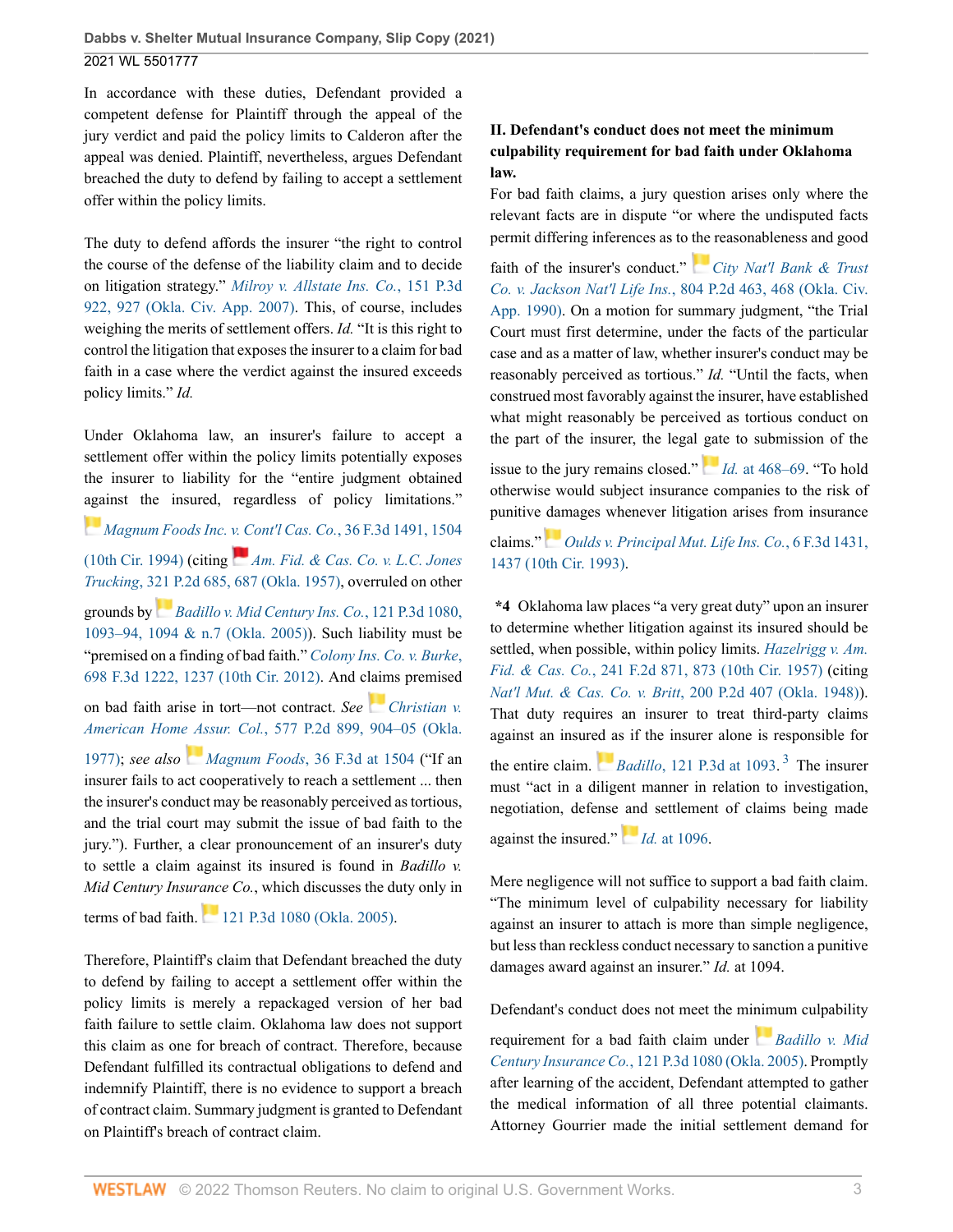In accordance with these duties, Defendant provided a competent defense for Plaintiff through the appeal of the jury verdict and paid the policy limits to Calderon after the appeal was denied. Plaintiff, nevertheless, argues Defendant breached the duty to defend by failing to accept a settlement offer within the policy limits.

The duty to defend affords the insurer "the right to control the course of the defense of the liability claim and to decide on litigation strategy." *Milroy v. Allstate Ins. Co.*, 151 P.3d 922, 927 (Okla. Civ. App. 2007). This, of course, includes weighing the merits of settlement offers. *Id.* "It is this right to control the litigation that exposes the insurer to a claim for bad faith in a case where the verdict against the insured exceeds policy limits." *Id.*

Under Oklahoma law, an insurer's failure to accept a settlement offer within the policy limits potentially exposes the insurer to liability for the "entire judgment obtained against the insured, regardless of policy limitations." *Magnum Foods Inc. v. Cont'l Cas. Co.*, 36 F.3d 1491, 1504 (10th Cir. 1994) (citing *Am. Fid. & Cas. Co. v. L.C. Jones Trucking*, 321 P.2d 685, 687 (Okla. 1957), overruled on other grounds by *Badillo v. Mid Century Ins. Co.*, 121 P.3d 1080, 1093–94, 1094 & n.7 (Okla. 2005)). Such liability must be "premised on a finding of bad faith." *Colony Ins. Co. v. Burke*, 698 F.3d 1222, 1237 (10th Cir. 2012). And claims premised on bad faith arise in tort—not contract. *See Christian v. American Home Assur. Col.*, 577 P.2d 899, 904–05 (Okla. 1977); *see also Magnum Foods*, 36 F.3d at 1504 ("If an insurer fails to act cooperatively to reach a settlement ... then the insurer's conduct may be reasonably perceived as tortious, and the trial court may submit the issue of bad faith to the jury."). Further, a clear pronouncement of an insurer's duty to settle a claim against its insured is found in *Badillo v. Mid Century Insurance Co.*, which discusses the duty only in terms of bad faith. 121 P.3d 1080 (Okla. 2005).

Therefore, Plaintiff's claim that Defendant breached the duty to defend by failing to accept a settlement offer within the policy limits is merely a repackaged version of her bad faith failure to settle claim. Oklahoma law does not support this claim as one for breach of contract. Therefore, because Defendant fulfilled its contractual obligations to defend and indemnify Plaintiff, there is no evidence to support a breach of contract claim. Summary judgment is granted to Defendant on Plaintiff's breach of contract claim.

## II. Defendant's conduct does not meet the minimum culpability requirement for bad faith under Oklahoma law.

For bad faith claims, a jury question arises only where the relevant facts are in dispute "or where the undisputed facts permit differing inferences as to the reasonableness and good faith of the insurer's conduct." *City Nat'l Bank & Trust Co. v. Jackson Nat'l Life Ins.*, 804 P.2d 463, 468 (Okla. Civ. App. 1990). On a motion for summary judgment, "the Trial Court must first determine, under the facts of the particular case and as a matter of law, whether insurer's conduct may be reasonably perceived as tortious." *Id.* "Until the facts, when construed most favorably against the insurer, have established what might reasonably be perceived as tortious conduct on the part of the insurer, the legal gate to submission of the issue to the jury remains closed." *Id.* at 468–69. "To hold otherwise would subject insurance companies to the risk of punitive damages whenever litigation arises from insurance claims." *Oulds v. Principal Mut. Life Ins. Co.*, 6 F.3d 1431, 1437 (10th Cir. 1993).

**\*4** Oklahoma law places "a very great duty" upon an insurer to determine whether litigation against its insured should be settled, when possible, within policy limits. *Hazelrigg v. Am. Fid. & Cas. Co.*, 241 F.2d 871, 873 (10th Cir. 1957) (citing *Nat'l Mut. & Cas. Co. v. Britt*, 200 P.2d 407 (Okla. 1948)). That duty requires an insurer to treat third-party claims against an insured as if the insurer alone is responsible for the entire claim. *Badillo*, 121 P.3d at 1093.[3] The insurer must "act in a diligent manner in relation to investigation, negotiation, defense and settlement of claims being made against the insured." *Id.* at 1096.

Mere negligence will not suffice to support a bad faith claim. "The minimum level of culpability necessary for liability against an insurer to attach is more than simple negligence, but less than reckless conduct necessary to sanction a punitive damages award against an insurer." *Id.* at 1094.

Defendant's conduct does not meet the minimum culpability requirement for a bad faith claim under *Badillo v. Mid Century Insurance Co.*, 121 P.3d 1080 (Okla. 2005). Promptly after learning of the accident, Defendant attempted to gather the medical information of all three potential claimants. Attorney Gourrier made the initial settlement demand for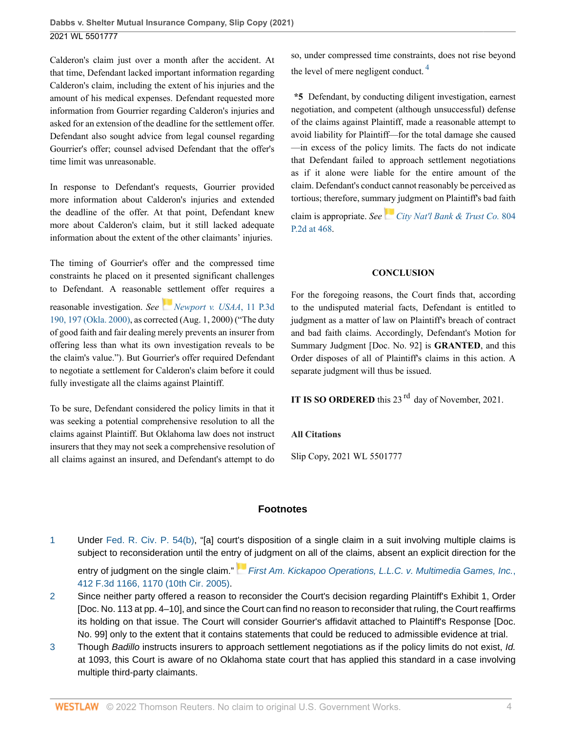Calderon's claim just over a month after the accident. At that time, Defendant lacked important information regarding Calderon's claim, including the extent of his injuries and the amount of his medical expenses. Defendant requested more information from Gourrier regarding Calderon's injuries and asked for an extension of the deadline for the settlement offer. Defendant also sought advice from legal counsel regarding Gourrier's offer; counsel advised Defendant that the offer's time limit was unreasonable.

In response to Defendant's requests, Gourrier provided more information about Calderon's injuries and extended the deadline of the offer. At that point, Defendant knew more about Calderon's claim, but it still lacked adequate information about the extent of the other claimants' injuries.

The timing of Gourrier's offer and the compressed time constraints he placed on it presented significant challenges to Defendant. A reasonable settlement offer requires a reasonable investigation. *See* *Newport v. USAA*, 11 P.3d 190, 197 (Okla. 2000), as corrected (Aug. 1, 2000) ("The duty of good faith and fair dealing merely prevents an insurer from offering less than what its own investigation reveals to be the claim's value."). But Gourrier's offer required Defendant to negotiate a settlement for Calderon's claim before it could fully investigate all the claims against Plaintiff.

To be sure, Defendant considered the policy limits in that it was seeking a potential comprehensive resolution to all the claims against Plaintiff. But Oklahoma law does not instruct insurers that they may not seek a comprehensive resolution of all claims against an insured, and Defendant's attempt to do so, under compressed time constraints, does not rise beyond the level of mere negligent conduct. [4]

**\*5** Defendant, by conducting diligent investigation, earnest negotiation, and competent (although unsuccessful) defense of the claims against Plaintiff, made a reasonable attempt to avoid liability for Plaintiff—for the total damage she caused—in excess of the policy limits. The facts do not indicate that Defendant failed to approach settlement negotiations as if it alone were liable for the entire amount of the claim. Defendant's conduct cannot reasonably be perceived as tortious; therefore, summary judgment on Plaintiff's bad faith claim is appropriate. *See* *City Nat'l Bank & Trust Co.* 804 P.2d at 468.

## CONCLUSION

For the foregoing reasons, the Court finds that, according to the undisputed material facts, Defendant is entitled to judgment as a matter of law on Plaintiff's breach of contract and bad faith claims. Accordingly, Defendant's Motion for Summary Judgment [Doc. No. 92] is **GRANTED**, and this Order disposes of all of Plaintiff's claims in this action. A separate judgment will thus be issued.

**IT IS SO ORDERED** this 23rd day of November, 2021.

### All Citations

Slip Copy, 2021 WL 5501777

## Footnotes

1. Under Fed. R. Civ. P. 54(b), "[a] court's disposition of a single claim in a suit involving multiple claims is subject to reconsideration until the entry of judgment on all of the claims, absent an explicit direction for the entry of judgment on the single claim." *First Am. Kickapoo Operations, L.L.C. v. Multimedia Games, Inc.*, 412 F.3d 1166, 1170 (10th Cir. 2005).
2. Since neither party offered a reason to reconsider the Court's decision regarding Plaintiff's Exhibit 1, Order [Doc. No. 113 at pp. 4–10], and since the Court can find no reason to reconsider that ruling, the Court reaffirms its holding on that issue. The Court will consider Gourrier's affidavit attached to Plaintiff's Response [Doc. No. 99] only to the extent that it contains statements that could be reduced to admissible evidence at trial.
3. Though *Badillo* instructs insurers to approach settlement negotiations as if the policy limits do not exist, *Id.* at 1093, this Court is aware of no Oklahoma state court that has applied this standard in a case involving multiple third-party claimants.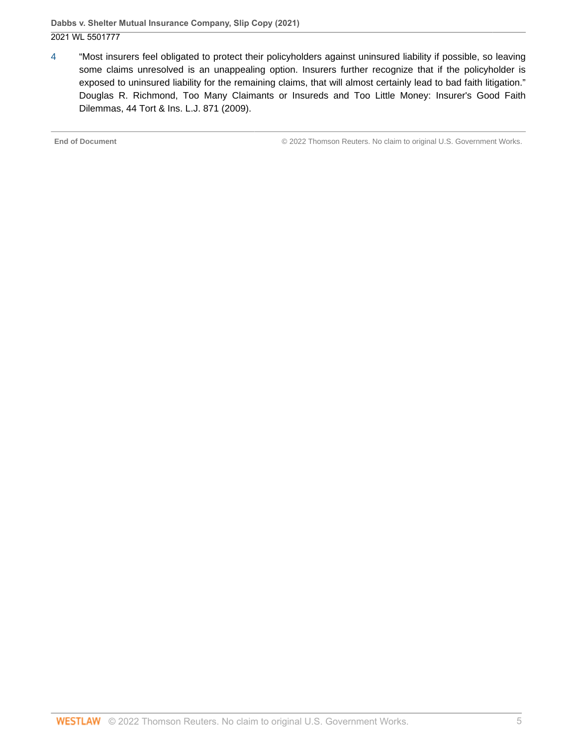4 “Most insurers feel obligated to protect their policyholders against uninsured liability if possible, so leaving some claims unresolved is an unappealing option. Insurers further recognize that if the policyholder is exposed to uninsured liability for the remaining claims, that will almost certainly lead to bad faith litigation.” Douglas R. Richmond, Too Many Claimants or Insureds and Too Little Money: Insurer's Good Faith Dilemmas, 44 Tort & Ins. L.J. 871 (2009).

**End of Document** © 2022 Thomson Reuters. No claim to original U.S. Government Works.